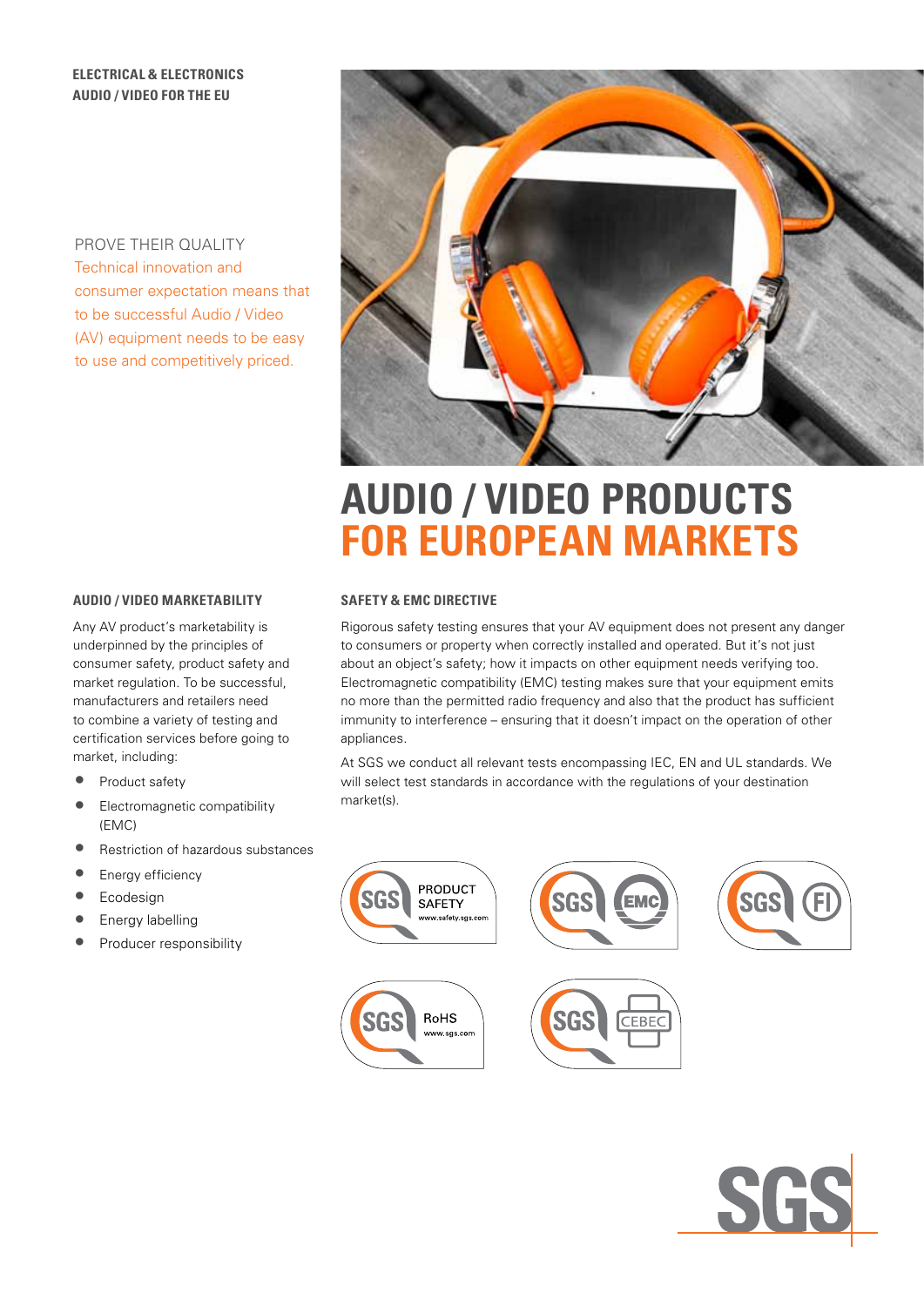**ELECTRICAL & ELECTRONICS**
**AUDIO / VIDEO FOR THE EU**

PROVE THEIR QUALITY
Technical innovation and consumer expectation means that to be successful Audio / Video (AV) equipment needs to be easy to use and competitively priced.

# AUDIO / VIDEO PRODUCTS FOR EUROPEAN MARKETS

## AUDIO / VIDEO MARKETABILITY

Any AV product's marketability is underpinned by the principles of consumer safety, product safety and market regulation. To be successful, manufacturers and retailers need to combine a variety of testing and certification services before going to market, including:

- Product safety
- Electromagnetic compatibility (EMC)
- Restriction of hazardous substances
- Energy efficiency
- Ecodesign
- Energy labelling
- Producer responsibility

## SAFETY & EMC DIRECTIVE

Rigorous safety testing ensures that your AV equipment does not present any danger to consumers or property when correctly installed and operated. But it's not just about an object's safety; how it impacts on other equipment needs verifying too. Electromagnetic compatibility (EMC) testing makes sure that your equipment emits no more than the permitted radio frequency and also that the product has sufficient immunity to interference – ensuring that it doesn't impact on the operation of other appliances.

At SGS we conduct all relevant tests encompassing IEC, EN and UL standards. We will select test standards in accordance with the regulations of your destination market(s).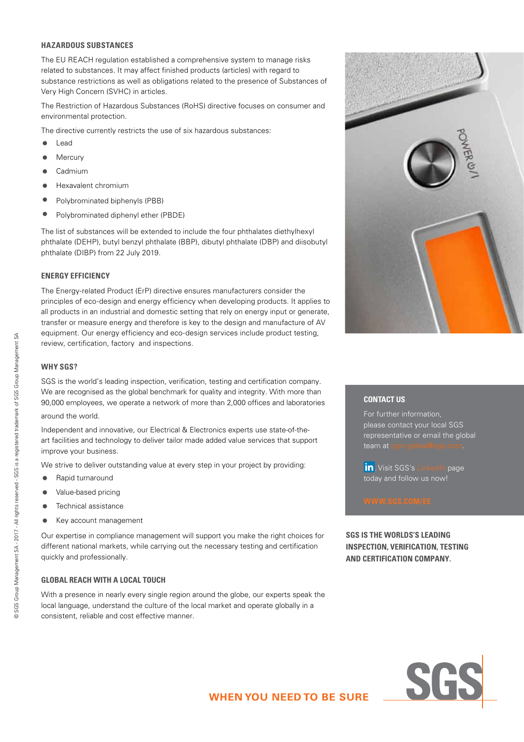## HAZARDOUS SUBSTANCES

The EU REACH regulation established a comprehensive system to manage risks related to substances. It may affect finished products (articles) with regard to substance restrictions as well as obligations related to the presence of Substances of Very High Concern (SVHC) in articles.

The Restriction of Hazardous Substances (RoHS) directive focuses on consumer and environmental protection.

The directive currently restricts the use of six hazardous substances:

- Lead
- Mercury
- Cadmium
- Hexavalent chromium
- Polybrominated biphenyls (PBB)
- Polybrominated diphenyl ether (PBDE)

The list of substances will be extended to include the four phthalates diethylhexyl phthalate (DEHP), butyl benzyl phthalate (BBP), dibutyl phthalate (DBP) and diisobutyl phthalate (DIBP) from 22 July 2019.

## ENERGY EFFICIENCY

The Energy-related Product (ErP) directive ensures manufacturers consider the principles of eco-design and energy efficiency when developing products. It applies to all products in an industrial and domestic setting that rely on energy input or generate, transfer or measure energy and therefore is key to the design and manufacture of AV equipment. Our energy efficiency and eco-design services include product testing, review, certification, factory and inspections.

## WHY SGS?

SGS is the world's leading inspection, verification, testing and certification company. We are recognised as the global benchmark for quality and integrity. With more than 90,000 employees, we operate a network of more than 2,000 offices and laboratories around the world.

Independent and innovative, our Electrical & Electronics experts use state-of-the-art facilities and technology to deliver tailor made added value services that support improve your business.

We strive to deliver outstanding value at every step in your project by providing:

- Rapid turnaround
- Value-based pricing
- Technical assistance
- Key account management

Our expertise in compliance management will support you make the right choices for different national markets, while carrying out the necessary testing and certification quickly and professionally.

## GLOBAL REACH WITH A LOCAL TOUCH

With a presence in nearly every single region around the globe, our experts speak the local language, understand the culture of the local market and operate globally in a consistent, reliable and cost effective manner.

## CONTACT US

For further information, please contact your local SGS representative or email the global team at cgnr.global@sgs.com.

Visit SGS's LinkedIn page today and follow us now!

WWW.SGS.COM/EE

**SGS IS THE WORLDS'S LEADING INSPECTION, VERIFICATION, TESTING AND CERTIFICATION COMPANY.**

WHEN YOU NEED TO BE SURE

SGS

© SGS Group Management SA - 2017 - All rights reserved - SGS is a registered trademark of SGS Group Management SA